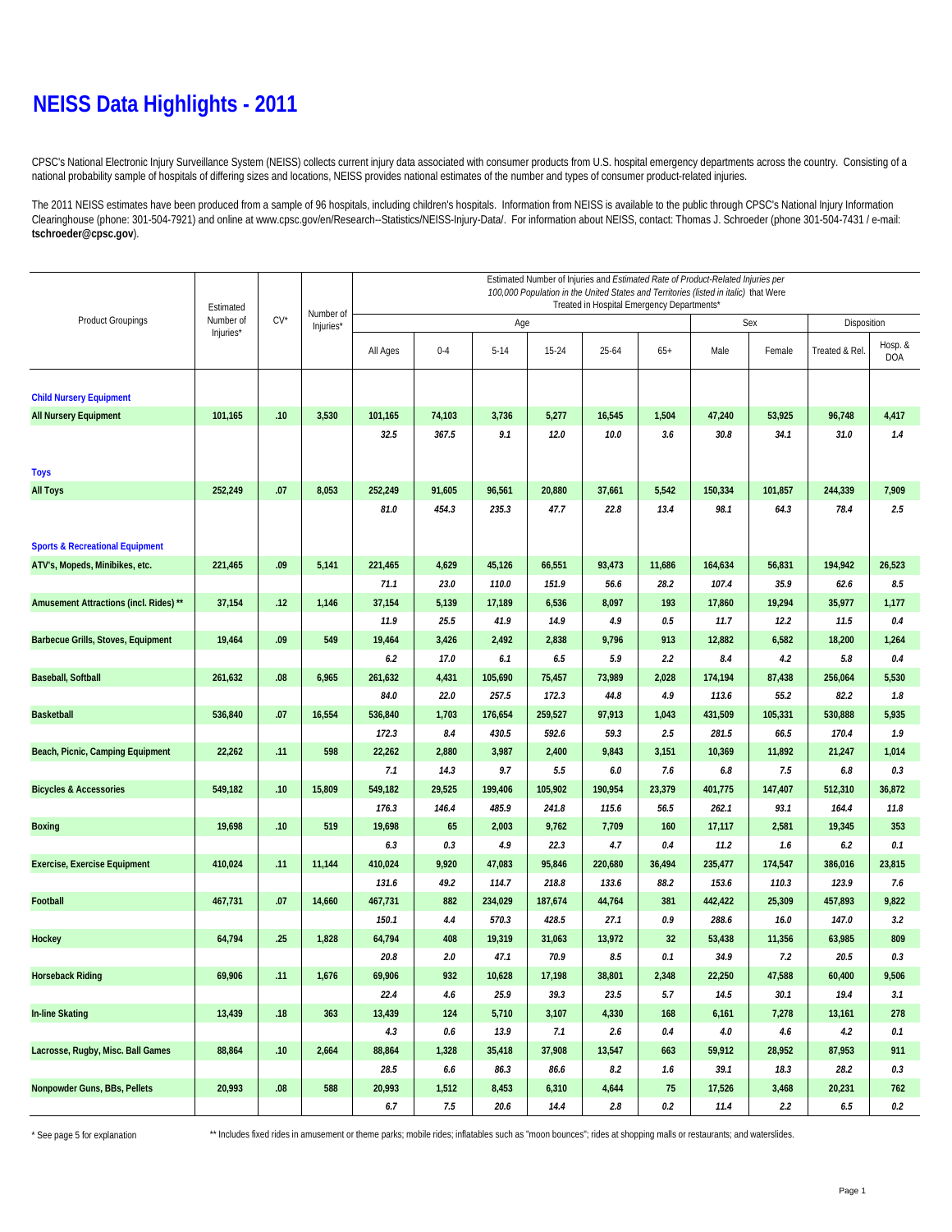# NEISS Data Highlights - 2011

CPSC's National Electronic Injury Surveillance System (NEISS) collects current injury data associated with consumer products from U.S. hospital emergency departments across the country. Consisting of a national probability sample of hospitals of differing sizes and locations, NEISS provides national estimates of the number and types of consumer product-related injuries.

The 2011 NEISS estimates have been produced from a sample of 96 hospitals, including children's hospitals. Information from NEISS is available to the public through CPSC's National Injury Information Clearinghouse (phone: 301-504-7921) and online at www.cpsc.gov/en/Research--Statistics/NEISS-Injury-Data/. For information about NEISS, contact: Thomas J. Schroeder (phone 301-504-7431 / e-mail: **tschroeder@cpsc.gov**).

| Product Groupings | Estimated Number of Injuries* | CV* | Number of Injuries* | Estimated Number of Injuries and *Estimated Rate of Product-Related Injuries per 100,000 Population in the United States and Territories (listed in italic)* that Were Treated in Hospital Emergency Departments* | | | | | | | | | |
|---|---|---|---|---|---|---|---|---|---|---|---|---|---|
| | | | | | Age | | | | | Sex | | Disposition | |
| | | | | All Ages | 0-4 | 5-14 | 15-24 | 25-64 | 65+ | Male | Female | Treated & Rel. | Hosp. & DOA |
| **Child Nursery Equipment** | | | | | | | | | | | | | |
| **All Nursery Equipment** | 101,165 | .10 | 3,530 | 101,165 | 74,103 | 3,736 | 5,277 | 16,545 | 1,504 | 47,240 | 53,925 | 96,748 | 4,417 |
| | | | | *32.5* | *367.5* | *9.1* | *12.0* | *10.0* | *3.6* | *30.8* | *34.1* | *31.0* | *1.4* |
| **Toys** | | | | | | | | | | | | | |
| **All Toys** | 252,249 | .07 | 8,053 | 252,249 | 91,605 | 96,561 | 20,880 | 37,661 | 5,542 | 150,334 | 101,857 | 244,339 | 7,909 |
| | | | | *81.0* | *454.3* | *235.3* | *47.7* | *22.8* | *13.4* | *98.1* | *64.3* | *78.4* | *2.5* |
| **Sports & Recreational Equipment** | | | | | | | | | | | | | |
| **ATV's, Mopeds, Minibikes, etc.** | 221,465 | .09 | 5,141 | 221,465 | 4,629 | 45,126 | 66,551 | 93,473 | 11,686 | 164,634 | 56,831 | 194,942 | 26,523 |
| | | | | *71.1* | *23.0* | *110.0* | *151.9* | *56.6* | *28.2* | *107.4* | *35.9* | *62.6* | *8.5* |
| **Amusement Attractions (incl. Rides) ** ** | 37,154 | .12 | 1,146 | 37,154 | 5,139 | 17,189 | 6,536 | 8,097 | 193 | 17,860 | 19,294 | 35,977 | 1,177 |
| | | | | *11.9* | *25.5* | *41.9* | *14.9* | *4.9* | *0.5* | *11.7* | *12.2* | *11.5* | *0.4* |
| **Barbecue Grills, Stoves, Equipment** | 19,464 | .09 | 549 | 19,464 | 3,426 | 2,492 | 2,838 | 9,796 | 913 | 12,882 | 6,582 | 18,200 | 1,264 |
| | | | | *6.2* | *17.0* | *6.1* | *6.5* | *5.9* | *2.2* | *8.4* | *4.2* | *5.8* | *0.4* |
| **Baseball, Softball** | 261,632 | .08 | 6,965 | 261,632 | 4,431 | 105,690 | 75,457 | 73,989 | 2,028 | 174,194 | 87,438 | 256,064 | 5,530 |
| | | | | *84.0* | *22.0* | *257.5* | *172.3* | *44.8* | *4.9* | *113.6* | *55.2* | *82.2* | *1.8* |
| **Basketball** | 536,840 | .07 | 16,554 | 536,840 | 1,703 | 176,654 | 259,527 | 97,913 | 1,043 | 431,509 | 105,331 | 530,888 | 5,935 |
| | | | | *172.3* | *8.4* | *430.5* | *592.6* | *59.3* | *2.5* | *281.5* | *66.5* | *170.4* | *1.9* |
| **Beach, Picnic, Camping Equipment** | 22,262 | .11 | 598 | 22,262 | 2,880 | 3,987 | 2,400 | 9,843 | 3,151 | 10,369 | 11,892 | 21,247 | 1,014 |
| | | | | *7.1* | *14.3* | *9.7* | *5.5* | *6.0* | *7.6* | *6.8* | *7.5* | *6.8* | *0.3* |
| **Bicycles & Accessories** | 549,182 | .10 | 15,809 | 549,182 | 29,525 | 199,406 | 105,902 | 190,954 | 23,379 | 401,775 | 147,407 | 512,310 | 36,872 |
| | | | | *176.3* | *146.4* | *485.9* | *241.8* | *115.6* | *56.5* | *262.1* | *93.1* | *164.4* | *11.8* |
| **Boxing** | 19,698 | .10 | 519 | 19,698 | 65 | 2,003 | 9,762 | 7,709 | 160 | 17,117 | 2,581 | 19,345 | 353 |
| | | | | *6.3* | *0.3* | *4.9* | *22.3* | *4.7* | *0.4* | *11.2* | *1.6* | *6.2* | *0.1* |
| **Exercise, Exercise Equipment** | 410,024 | .11 | 11,144 | 410,024 | 9,920 | 47,083 | 95,846 | 220,680 | 36,494 | 235,477 | 174,547 | 386,016 | 23,815 |
| | | | | *131.6* | *49.2* | *114.7* | *218.8* | *133.6* | *88.2* | *153.6* | *110.3* | *123.9* | *7.6* |
| **Football** | 467,731 | .07 | 14,660 | 467,731 | 882 | 234,029 | 187,674 | 44,764 | 381 | 442,422 | 25,309 | 457,893 | 9,822 |
| | | | | *150.1* | *4.4* | *570.3* | *428.5* | *27.1* | *0.9* | *288.6* | *16.0* | *147.0* | *3.2* |
| **Hockey** | 64,794 | .25 | 1,828 | 64,794 | 408 | 19,319 | 31,063 | 13,972 | 32 | 53,438 | 11,356 | 63,985 | 809 |
| | | | | *20.8* | *2.0* | *47.1* | *70.9* | *8.5* | *0.1* | *34.9* | *7.2* | *20.5* | *0.3* |
| **Horseback Riding** | 69,906 | .11 | 1,676 | 69,906 | 932 | 10,628 | 17,198 | 38,801 | 2,348 | 22,250 | 47,588 | 60,400 | 9,506 |
| | | | | *22.4* | *4.6* | *25.9* | *39.3* | *23.5* | *5.7* | *14.5* | *30.1* | *19.4* | *3.1* |
| **In-line Skating** | 13,439 | .18 | 363 | 13,439 | 124 | 5,710 | 3,107 | 4,330 | 168 | 6,161 | 7,278 | 13,161 | 278 |
| | | | | *4.3* | *0.6* | *13.9* | *7.1* | *2.6* | *0.4* | *4.0* | *4.6* | *4.2* | *0.1* |
| **Lacrosse, Rugby, Misc. Ball Games** | 88,864 | .10 | 2,664 | 88,864 | 1,328 | 35,418 | 37,908 | 13,547 | 663 | 59,912 | 28,952 | 87,953 | 911 |
| | | | | *28.5* | *6.6* | *86.3* | *86.6* | *8.2* | *1.6* | *39.1* | *18.3* | *28.2* | *0.3* |
| **Nonpowder Guns, BBs, Pellets** | 20,993 | .08 | 588 | 20,993 | 1,512 | 8,453 | 6,310 | 4,644 | 75 | 17,526 | 3,468 | 20,231 | 762 |
| | | | | *6.7* | *7.5* | *20.6* | *14.4* | *2.8* | *0.2* | *11.4* | *2.2* | *6.5* | *0.2* |

* See page 5 for explanation

** Includes fixed rides in amusement or theme parks; mobile rides; inflatables such as "moon bounces"; rides at shopping malls or restaurants; and waterslides.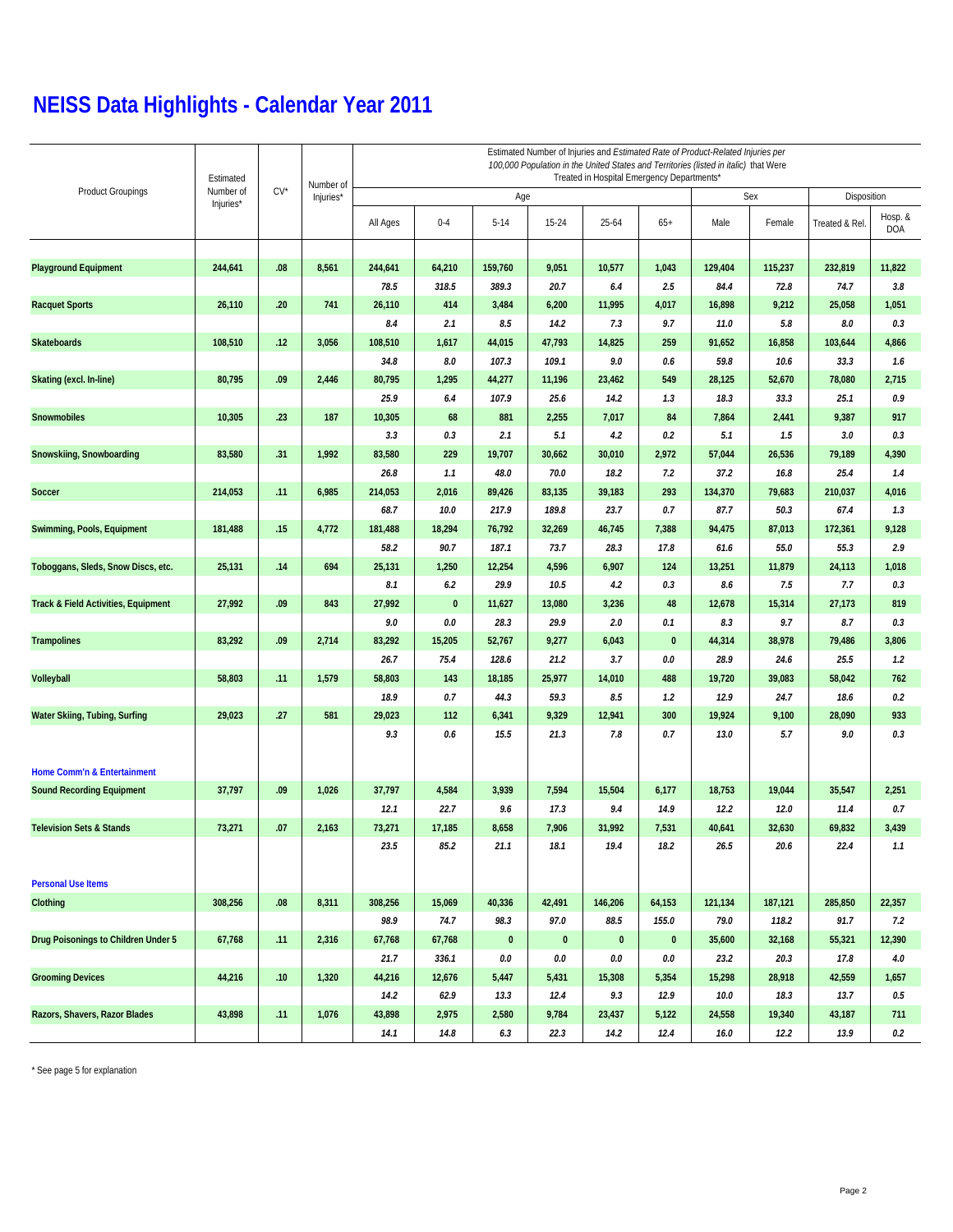# NEISS Data Highlights - Calendar Year 2011

| Product Groupings | Estimated Number of Injuries* | CV* | Number of Injuries* | Estimated Number of Injuries and *Estimated Rate of Product-Related Injuries per 100,000 Population in the United States and Territories (listed in italic)* that Were Treated in Hospital Emergency Departments* | | | | | | | | | |
|---|---|---|---|---|---|---|---|---|---|---|---|---|---|
| | | | | Age | | | | | | Sex | | Disposition | |
| | | | | All Ages | 0-4 | 5-14 | 15-24 | 25-64 | 65+ | Male | Female | Treated & Rel. | Hosp. & DOA |
| **Playground Equipment** | **244,641** | **.08** | **8,561** | **244,641** | **64,210** | **159,760** | **9,051** | **10,577** | **1,043** | **129,404** | **115,237** | **232,819** | **11,822** |
| | | | | *78.5* | *318.5* | *389.3* | *20.7* | *6.4* | *2.5* | *84.4* | *72.8* | *74.7* | *3.8* |
| **Racquet Sports** | **26,110** | **.20** | **741** | **26,110** | **414** | **3,484** | **6,200** | **11,995** | **4,017** | **16,898** | **9,212** | **25,058** | **1,051** |
| | | | | *8.4* | *2.1* | *8.5* | *14.2* | *7.3* | *9.7* | *11.0* | *5.8* | *8.0* | *0.3* |
| **Skateboards** | **108,510** | **.12** | **3,056** | **108,510** | **1,617** | **44,015** | **47,793** | **14,825** | **259** | **91,652** | **16,858** | **103,644** | **4,866** |
| | | | | *34.8* | *8.0* | *107.3* | *109.1* | *9.0* | *0.6* | *59.8* | *10.6* | *33.3* | *1.6* |
| **Skating (excl. In-line)** | **80,795** | **.09** | **2,446** | **80,795** | **1,295** | **44,277** | **11,196** | **23,462** | **549** | **28,125** | **52,670** | **78,080** | **2,715** |
| | | | | *25.9* | *6.4* | *107.9* | *25.6* | *14.2* | *1.3* | *18.3* | *33.3* | *25.1* | *0.9* |
| **Snowmobiles** | **10,305** | **.23** | **187** | **10,305** | **68** | **881** | **2,255** | **7,017** | **84** | **7,864** | **2,441** | **9,387** | **917** |
| | | | | *3.3* | *0.3* | *2.1* | *5.1* | *4.2* | *0.2* | *5.1* | *1.5* | *3.0* | *0.3* |
| **Snowskiing, Snowboarding** | **83,580** | **.31** | **1,992** | **83,580** | **229** | **19,707** | **30,662** | **30,010** | **2,972** | **57,044** | **26,536** | **79,189** | **4,390** |
| | | | | *26.8* | *1.1* | *48.0* | *70.0* | *18.2* | *7.2* | *37.2* | *16.8* | *25.4* | *1.4* |
| **Soccer** | **214,053** | **.11** | **6,985** | **214,053** | **2,016** | **89,426** | **83,135** | **39,183** | **293** | **134,370** | **79,683** | **210,037** | **4,016** |
| | | | | *68.7* | *10.0* | *217.9* | *189.8* | *23.7* | *0.7* | *87.7* | *50.3* | *67.4* | *1.3* |
| **Swimming, Pools, Equipment** | **181,488** | **.15** | **4,772** | **181,488** | **18,294** | **76,792** | **32,269** | **46,745** | **7,388** | **94,475** | **87,013** | **172,361** | **9,128** |
| | | | | *58.2* | *90.7* | *187.1* | *73.7* | *28.3* | *17.8* | *61.6* | *55.0* | *55.3* | *2.9* |
| **Toboggans, Sleds, Snow Discs, etc.** | **25,131** | **.14** | **694** | **25,131** | **1,250** | **12,254** | **4,596** | **6,907** | **124** | **13,251** | **11,879** | **24,113** | **1,018** |
| | | | | *8.1* | *6.2* | *29.9* | *10.5* | *4.2* | *0.3* | *8.6* | *7.5* | *7.7* | *0.3* |
| **Track & Field Activities, Equipment** | **27,992** | **.09** | **843** | **27,992** | **0** | **11,627** | **13,080** | **3,236** | **48** | **12,678** | **15,314** | **27,173** | **819** |
| | | | | *9.0* | *0.0* | *28.3* | *29.9* | *2.0* | *0.1* | *8.3* | *9.7* | *8.7* | *0.3* |
| **Trampolines** | **83,292** | **.09** | **2,714** | **83,292** | **15,205** | **52,767** | **9,277** | **6,043** | **0** | **44,314** | **38,978** | **79,486** | **3,806** |
| | | | | *26.7* | *75.4* | *128.6* | *21.2* | *3.7* | *0.0* | *28.9* | *24.6* | *25.5* | *1.2* |
| **Volleyball** | **58,803** | **.11** | **1,579** | **58,803** | **143** | **18,185** | **25,977** | **14,010** | **488** | **19,720** | **39,083** | **58,042** | **762** |
| | | | | *18.9* | *0.7* | *44.3* | *59.3* | *8.5* | *1.2* | *12.9* | *24.7* | *18.6* | *0.2* |
| **Water Skiing, Tubing, Surfing** | **29,023** | **.27** | **581** | **29,023** | **112** | **6,341** | **9,329** | **12,941** | **300** | **19,924** | **9,100** | **28,090** | **933** |
| | | | | *9.3* | *0.6* | *15.5* | *21.3* | *7.8* | *0.7* | *13.0* | *5.7* | *9.0* | *0.3* |
| **Home Comm'n & Entertainment** | | | | | | | | | | | | | |
| **Sound Recording Equipment** | **37,797** | **.09** | **1,026** | **37,797** | **4,584** | **3,939** | **7,594** | **15,504** | **6,177** | **18,753** | **19,044** | **35,547** | **2,251** |
| | | | | *12.1* | *22.7* | *9.6* | *17.3* | *9.4* | *14.9* | *12.2* | *12.0* | *11.4* | *0.7* |
| **Television Sets & Stands** | **73,271** | **.07** | **2,163** | **73,271** | **17,185** | **8,658** | **7,906** | **31,992** | **7,531** | **40,641** | **32,630** | **69,832** | **3,439** |
| | | | | *23.5* | *85.2* | *21.1* | *18.1* | *19.4* | *18.2* | *26.5* | *20.6* | *22.4* | *1.1* |
| **Personal Use Items** | | | | | | | | | | | | | |
| **Clothing** | **308,256** | **.08** | **8,311** | **308,256** | **15,069** | **40,336** | **42,491** | **146,206** | **64,153** | **121,134** | **187,121** | **285,850** | **22,357** |
| | | | | *98.9* | *74.7* | *98.3* | *97.0* | *88.5* | *155.0* | *79.0* | *118.2* | *91.7* | *7.2* |
| **Drug Poisonings to Children Under 5** | **67,768** | **.11** | **2,316** | **67,768** | **67,768** | **0** | **0** | **0** | **0** | **35,600** | **32,168** | **55,321** | **12,390** |
| | | | | *21.7* | *336.1* | *0.0* | *0.0* | *0.0* | *0.0* | *23.2* | *20.3* | *17.8* | *4.0* |
| **Grooming Devices** | **44,216** | **.10** | **1,320** | **44,216** | **12,676** | **5,447** | **5,431** | **15,308** | **5,354** | **15,298** | **28,918** | **42,559** | **1,657** |
| | | | | *14.2* | *62.9* | *13.3* | *12.4* | *9.3* | *12.9* | *10.0* | *18.3* | *13.7* | *0.5* |
| **Razors, Shavers, Razor Blades** | **43,898** | **.11** | **1,076** | **43,898** | **2,975** | **2,580** | **9,784** | **23,437** | **5,122** | **24,558** | **19,340** | **43,187** | **711** |
| | | | | *14.1* | *14.8* | *6.3* | *22.3* | *14.2* | *12.4* | *16.0* | *12.2* | *13.9* | *0.2* |

* See page 5 for explanation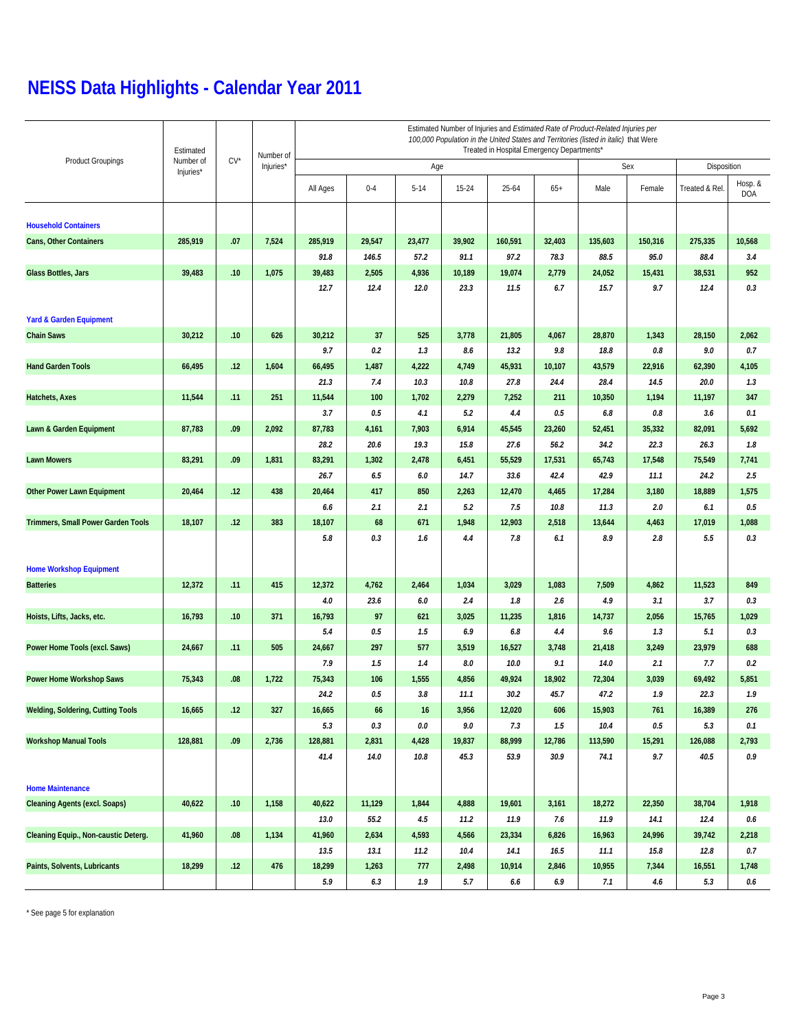# NEISS Data Highlights - Calendar Year 2011

| Product Groupings | Estimated Number of Injuries* | CV* | Number of Injuries* | Estimated Number of Injuries and *Estimated Rate of Product-Related Injuries per 100,000 Population in the United States and Territories (listed in italic)* that Were Treated in Hospital Emergency Departments* | | | | | | | | | |
|---|---|---|---|---|---|---|---|---|---|---|---|---|---|
| | | | | Age | | | | | | Sex | | Disposition | |
| | | | | All Ages | 0-4 | 5-14 | 15-24 | 25-64 | 65+ | Male | Female | Treated & Rel. | Hosp. & DOA |
| **Household Containers** | | | | | | | | | | | | | |
| **Cans, Other Containers** | 285,919 | .07 | 7,524 | 285,919 | 29,547 | 23,477 | 39,902 | 160,591 | 32,403 | 135,603 | 150,316 | 275,335 | 10,568 |
| | | | | *91.8* | *146.5* | *57.2* | *91.1* | *97.2* | *78.3* | *88.5* | *95.0* | *88.4* | *3.4* |
| **Glass Bottles, Jars** | 39,483 | .10 | 1,075 | 39,483 | 2,505 | 4,936 | 10,189 | 19,074 | 2,779 | 24,052 | 15,431 | 38,531 | 952 |
| | | | | *12.7* | *12.4* | *12.0* | *23.3* | *11.5* | *6.7* | *15.7* | *9.7* | *12.4* | *0.3* |
| **Yard & Garden Equipment** | | | | | | | | | | | | | |
| **Chain Saws** | 30,212 | .10 | 626 | 30,212 | 37 | 525 | 3,778 | 21,805 | 4,067 | 28,870 | 1,343 | 28,150 | 2,062 |
| | | | | *9.7* | *0.2* | *1.3* | *8.6* | *13.2* | *9.8* | *18.8* | *0.8* | *9.0* | *0.7* |
| **Hand Garden Tools** | 66,495 | .12 | 1,604 | 66,495 | 1,487 | 4,222 | 4,749 | 45,931 | 10,107 | 43,579 | 22,916 | 62,390 | 4,105 |
| | | | | *21.3* | *7.4* | *10.3* | *10.8* | *27.8* | *24.4* | *28.4* | *14.5* | *20.0* | *1.3* |
| **Hatchets, Axes** | 11,544 | .11 | 251 | 11,544 | 100 | 1,702 | 2,279 | 7,252 | 211 | 10,350 | 1,194 | 11,197 | 347 |
| | | | | *3.7* | *0.5* | *4.1* | *5.2* | *4.4* | *0.5* | *6.8* | *0.8* | *3.6* | *0.1* |
| **Lawn & Garden Equipment** | 87,783 | .09 | 2,092 | 87,783 | 4,161 | 7,903 | 6,914 | 45,545 | 23,260 | 52,451 | 35,332 | 82,091 | 5,692 |
| | | | | *28.2* | *20.6* | *19.3* | *15.8* | *27.6* | *56.2* | *34.2* | *22.3* | *26.3* | *1.8* |
| **Lawn Mowers** | 83,291 | .09 | 1,831 | 83,291 | 1,302 | 2,478 | 6,451 | 55,529 | 17,531 | 65,743 | 17,548 | 75,549 | 7,741 |
| | | | | *26.7* | *6.5* | *6.0* | *14.7* | *33.6* | *42.4* | *42.9* | *11.1* | *24.2* | *2.5* |
| **Other Power Lawn Equipment** | 20,464 | .12 | 438 | 20,464 | 417 | 850 | 2,263 | 12,470 | 4,465 | 17,284 | 3,180 | 18,889 | 1,575 |
| | | | | *6.6* | *2.1* | *2.1* | *5.2* | *7.5* | *10.8* | *11.3* | *2.0* | *6.1* | *0.5* |
| **Trimmers, Small Power Garden Tools** | 18,107 | .12 | 383 | 18,107 | 68 | 671 | 1,948 | 12,903 | 2,518 | 13,644 | 4,463 | 17,019 | 1,088 |
| | | | | *5.8* | *0.3* | *1.6* | *4.4* | *7.8* | *6.1* | *8.9* | *2.8* | *5.5* | *0.3* |
| **Home Workshop Equipment** | | | | | | | | | | | | | |
| **Batteries** | 12,372 | .11 | 415 | 12,372 | 4,762 | 2,464 | 1,034 | 3,029 | 1,083 | 7,509 | 4,862 | 11,523 | 849 |
| | | | | *4.0* | *23.6* | *6.0* | *2.4* | *1.8* | *2.6* | *4.9* | *3.1* | *3.7* | *0.3* |
| **Hoists, Lifts, Jacks, etc.** | 16,793 | .10 | 371 | 16,793 | 97 | 621 | 3,025 | 11,235 | 1,816 | 14,737 | 2,056 | 15,765 | 1,029 |
| | | | | *5.4* | *0.5* | *1.5* | *6.9* | *6.8* | *4.4* | *9.6* | *1.3* | *5.1* | *0.3* |
| **Power Home Tools (excl. Saws)** | 24,667 | .11 | 505 | 24,667 | 297 | 577 | 3,519 | 16,527 | 3,748 | 21,418 | 3,249 | 23,979 | 688 |
| | | | | *7.9* | *1.5* | *1.4* | *8.0* | *10.0* | *9.1* | *14.0* | *2.1* | *7.7* | *0.2* |
| **Power Home Workshop Saws** | 75,343 | .08 | 1,722 | 75,343 | 106 | 1,555 | 4,856 | 49,924 | 18,902 | 72,304 | 3,039 | 69,492 | 5,851 |
| | | | | *24.2* | *0.5* | *3.8* | *11.1* | *30.2* | *45.7* | *47.2* | *1.9* | *22.3* | *1.9* |
| **Welding, Soldering, Cutting Tools** | 16,665 | .12 | 327 | 16,665 | 66 | 16 | 3,956 | 12,020 | 606 | 15,903 | 761 | 16,389 | 276 |
| | | | | *5.3* | *0.3* | *0.0* | *9.0* | *7.3* | *1.5* | *10.4* | *0.5* | *5.3* | *0.1* |
| **Workshop Manual Tools** | 128,881 | .09 | 2,736 | 128,881 | 2,831 | 4,428 | 19,837 | 88,999 | 12,786 | 113,590 | 15,291 | 126,088 | 2,793 |
| | | | | *41.4* | *14.0* | *10.8* | *45.3* | *53.9* | *30.9* | *74.1* | *9.7* | *40.5* | *0.9* |
| **Home Maintenance** | | | | | | | | | | | | | |
| **Cleaning Agents (excl. Soaps)** | 40,622 | .10 | 1,158 | 40,622 | 11,129 | 1,844 | 4,888 | 19,601 | 3,161 | 18,272 | 22,350 | 38,704 | 1,918 |
| | | | | *13.0* | *55.2* | *4.5* | *11.2* | *11.9* | *7.6* | *11.9* | *14.1* | *12.4* | *0.6* |
| **Cleaning Equip., Non-caustic Deterg.** | 41,960 | .08 | 1,134 | 41,960 | 2,634 | 4,593 | 4,566 | 23,334 | 6,826 | 16,963 | 24,996 | 39,742 | 2,218 |
| | | | | *13.5* | *13.1* | *11.2* | *10.4* | *14.1* | *16.5* | *11.1* | *15.8* | *12.8* | *0.7* |
| **Paints, Solvents, Lubricants** | 18,299 | .12 | 476 | 18,299 | 1,263 | 777 | 2,498 | 10,914 | 2,846 | 10,955 | 7,344 | 16,551 | 1,748 |
| | | | | *5.9* | *6.3* | *1.9* | *5.7* | *6.6* | *6.9* | *7.1* | *4.6* | *5.3* | *0.6* |

* See page 5 for explanation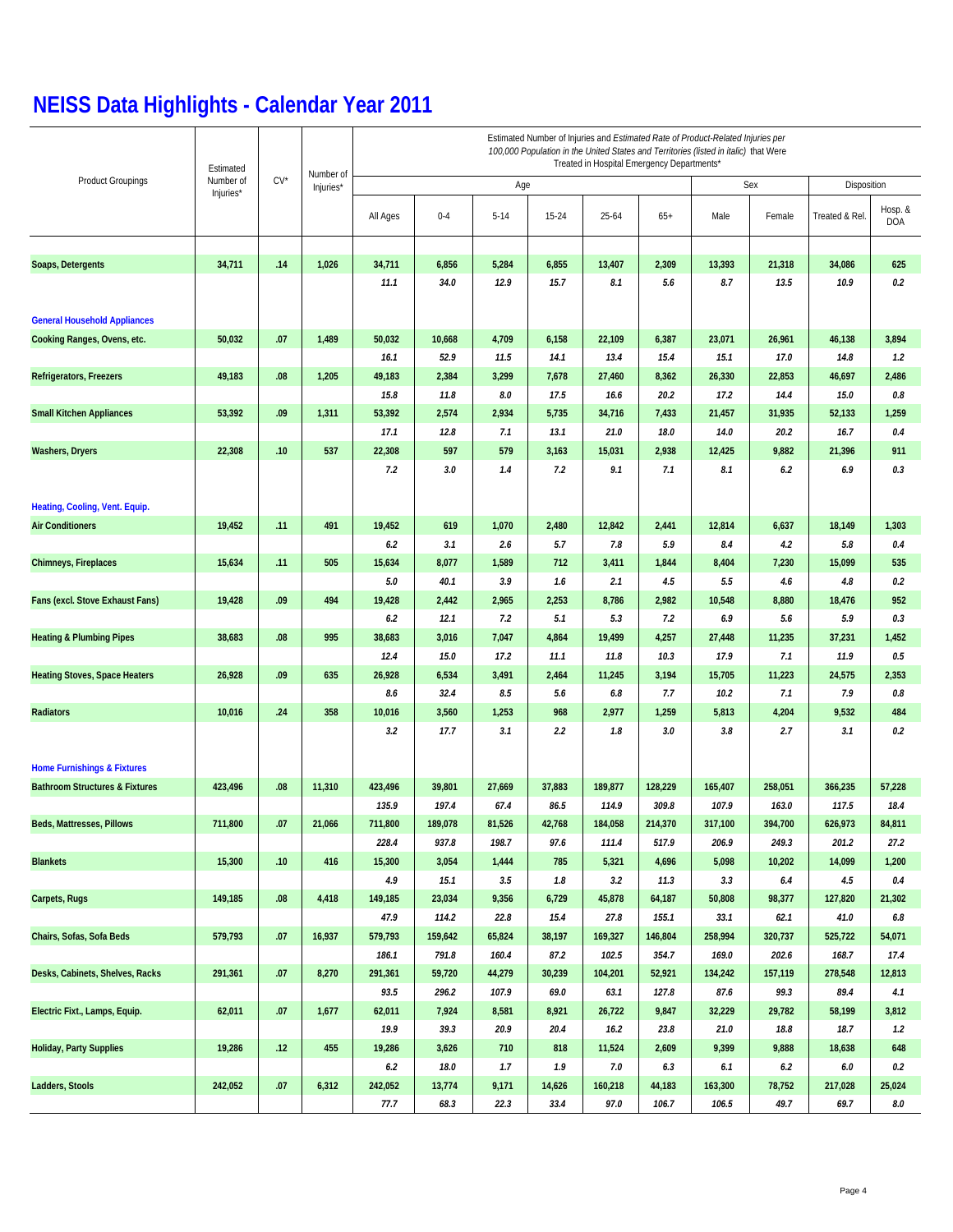# NEISS Data Highlights - Calendar Year 2011

| Product Groupings | Estimated Number of Injuries* | CV* | Number of Injuries* | Estimated Number of Injuries and *Estimated Rate of Product-Related Injuries per 100,000 Population in the United States and Territories (listed in italic)* that Were Treated in Hospital Emergency Departments* | | | | | | | | | |
|---|---|---|---|---|---|---|---|---|---|---|---|---|---|
| | | | | Age | | | | | | Sex | | Disposition | |
| | | | | All Ages | 0-4 | 5-14 | 15-24 | 25-64 | 65+ | Male | Female | Treated & Rel. | Hosp. & DOA |
| **Soaps, Detergents** | 34,711 | .14 | 1,026 | 34,711 | 6,856 | 5,284 | 6,855 | 13,407 | 2,309 | 13,393 | 21,318 | 34,086 | 625 |
| | | | | *11.1* | *34.0* | *12.9* | *15.7* | *8.1* | *5.6* | *8.7* | *13.5* | *10.9* | *0.2* |
| **General Household Appliances** | | | | | | | | | | | | | |
| **Cooking Ranges, Ovens, etc.** | 50,032 | .07 | 1,489 | 50,032 | 10,668 | 4,709 | 6,158 | 22,109 | 6,387 | 23,071 | 26,961 | 46,138 | 3,894 |
| | | | | *16.1* | *52.9* | *11.5* | *14.1* | *13.4* | *15.4* | *15.1* | *17.0* | *14.8* | *1.2* |
| **Refrigerators, Freezers** | 49,183 | .08 | 1,205 | 49,183 | 2,384 | 3,299 | 7,678 | 27,460 | 8,362 | 26,330 | 22,853 | 46,697 | 2,486 |
| | | | | *15.8* | *11.8* | *8.0* | *17.5* | *16.6* | *20.2* | *17.2* | *14.4* | *15.0* | *0.8* |
| **Small Kitchen Appliances** | 53,392 | .09 | 1,311 | 53,392 | 2,574 | 2,934 | 5,735 | 34,716 | 7,433 | 21,457 | 31,935 | 52,133 | 1,259 |
| | | | | *17.1* | *12.8* | *7.1* | *13.1* | *21.0* | *18.0* | *14.0* | *20.2* | *16.7* | *0.4* |
| **Washers, Dryers** | 22,308 | .10 | 537 | 22,308 | 597 | 579 | 3,163 | 15,031 | 2,938 | 12,425 | 9,882 | 21,396 | 911 |
| | | | | *7.2* | *3.0* | *1.4* | *7.2* | *9.1* | *7.1* | *8.1* | *6.2* | *6.9* | *0.3* |
| **Heating, Cooling, Vent. Equip.** | | | | | | | | | | | | | |
| **Air Conditioners** | 19,452 | .11 | 491 | 19,452 | 619 | 1,070 | 2,480 | 12,842 | 2,441 | 12,814 | 6,637 | 18,149 | 1,303 |
| | | | | *6.2* | *3.1* | *2.6* | *5.7* | *7.8* | *5.9* | *8.4* | *4.2* | *5.8* | *0.4* |
| **Chimneys, Fireplaces** | 15,634 | .11 | 505 | 15,634 | 8,077 | 1,589 | 712 | 3,411 | 1,844 | 8,404 | 7,230 | 15,099 | 535 |
| | | | | *5.0* | *40.1* | *3.9* | *1.6* | *2.1* | *4.5* | *5.5* | *4.6* | *4.8* | *0.2* |
| **Fans (excl. Stove Exhaust Fans)** | 19,428 | .09 | 494 | 19,428 | 2,442 | 2,965 | 2,253 | 8,786 | 2,982 | 10,548 | 8,880 | 18,476 | 952 |
| | | | | *6.2* | *12.1* | *7.2* | *5.1* | *5.3* | *7.2* | *6.9* | *5.6* | *5.9* | *0.3* |
| **Heating & Plumbing Pipes** | 38,683 | .08 | 995 | 38,683 | 3,016 | 7,047 | 4,864 | 19,499 | 4,257 | 27,448 | 11,235 | 37,231 | 1,452 |
| | | | | *12.4* | *15.0* | *17.2* | *11.1* | *11.8* | *10.3* | *17.9* | *7.1* | *11.9* | *0.5* |
| **Heating Stoves, Space Heaters** | 26,928 | .09 | 635 | 26,928 | 6,534 | 3,491 | 2,464 | 11,245 | 3,194 | 15,705 | 11,223 | 24,575 | 2,353 |
| | | | | *8.6* | *32.4* | *8.5* | *5.6* | *6.8* | *7.7* | *10.2* | *7.1* | *7.9* | *0.8* |
| **Radiators** | 10,016 | .24 | 358 | 10,016 | 3,560 | 1,253 | 968 | 2,977 | 1,259 | 5,813 | 4,204 | 9,532 | 484 |
| | | | | *3.2* | *17.7* | *3.1* | *2.2* | *1.8* | *3.0* | *3.8* | *2.7* | *3.1* | *0.2* |
| **Home Furnishings & Fixtures** | | | | | | | | | | | | | |
| **Bathroom Structures & Fixtures** | 423,496 | .08 | 11,310 | 423,496 | 39,801 | 27,669 | 37,883 | 189,877 | 128,229 | 165,407 | 258,051 | 366,235 | 57,228 |
| | | | | *135.9* | *197.4* | *67.4* | *86.5* | *114.9* | *309.8* | *107.9* | *163.0* | *117.5* | *18.4* |
| **Beds, Mattresses, Pillows** | 711,800 | .07 | 21,066 | 711,800 | 189,078 | 81,526 | 42,768 | 184,058 | 214,370 | 317,100 | 394,700 | 626,973 | 84,811 |
| | | | | *228.4* | *937.8* | *198.7* | *97.6* | *111.4* | *517.9* | *206.9* | *249.3* | *201.2* | *27.2* |
| **Blankets** | 15,300 | .10 | 416 | 15,300 | 3,054 | 1,444 | 785 | 5,321 | 4,696 | 5,098 | 10,202 | 14,099 | 1,200 |
| | | | | *4.9* | *15.1* | *3.5* | *1.8* | *3.2* | *11.3* | *3.3* | *6.4* | *4.5* | *0.4* |
| **Carpets, Rugs** | 149,185 | .08 | 4,418 | 149,185 | 23,034 | 9,356 | 6,729 | 45,878 | 64,187 | 50,808 | 98,377 | 127,820 | 21,302 |
| | | | | *47.9* | *114.2* | *22.8* | *15.4* | *27.8* | *155.1* | *33.1* | *62.1* | *41.0* | *6.8* |
| **Chairs, Sofas, Sofa Beds** | 579,793 | .07 | 16,937 | 579,793 | 159,642 | 65,824 | 38,197 | 169,327 | 146,804 | 258,994 | 320,737 | 525,722 | 54,071 |
| | | | | *186.1* | *791.8* | *160.4* | *87.2* | *102.5* | *354.7* | *169.0* | *202.6* | *168.7* | *17.4* |
| **Desks, Cabinets, Shelves, Racks** | 291,361 | .07 | 8,270 | 291,361 | 59,720 | 44,279 | 30,239 | 104,201 | 52,921 | 134,242 | 157,119 | 278,548 | 12,813 |
| | | | | *93.5* | *296.2* | *107.9* | *69.0* | *63.1* | *127.8* | *87.6* | *99.3* | *89.4* | *4.1* |
| **Electric Fixt., Lamps, Equip.** | 62,011 | .07 | 1,677 | 62,011 | 7,924 | 8,581 | 8,921 | 26,722 | 9,847 | 32,229 | 29,782 | 58,199 | 3,812 |
| | | | | *19.9* | *39.3* | *20.9* | *20.4* | *16.2* | *23.8* | *21.0* | *18.8* | *18.7* | *1.2* |
| **Holiday, Party Supplies** | 19,286 | .12 | 455 | 19,286 | 3,626 | 710 | 818 | 11,524 | 2,609 | 9,399 | 9,888 | 18,638 | 648 |
| | | | | *6.2* | *18.0* | *1.7* | *1.9* | *7.0* | *6.3* | *6.1* | *6.2* | *6.0* | *0.2* |
| **Ladders, Stools** | 242,052 | .07 | 6,312 | 242,052 | 13,774 | 9,171 | 14,626 | 160,218 | 44,183 | 163,300 | 78,752 | 217,028 | 25,024 |
| | | | | *77.7* | *68.3* | *22.3* | *33.4* | *97.0* | *106.7* | *106.5* | *49.7* | *69.7* | *8.0* |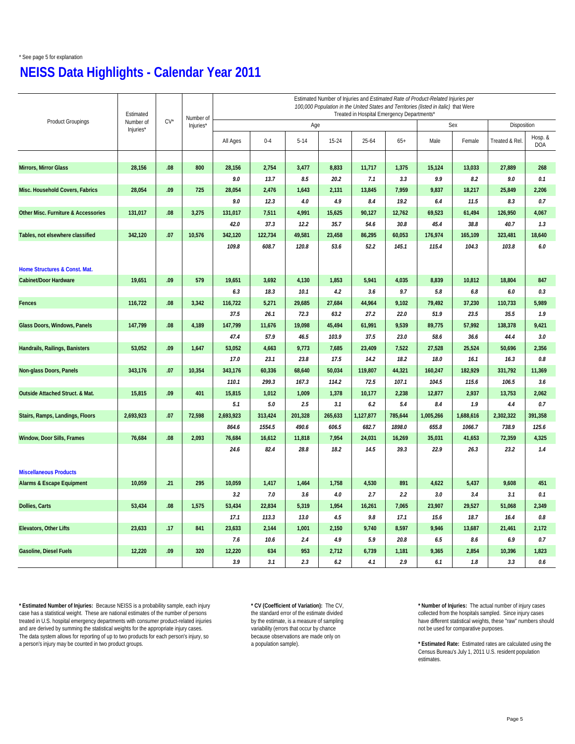* See page 5 for explanation

# NEISS Data Highlights - Calendar Year 2011

| Product Groupings | Estimated Number of Injuries* | CV* | Number of Injuries* | Estimated Number of Injuries and *Estimated Rate of Product-Related Injuries per 100,000 Population in the United States and Territories (listed in italic)* that Were Treated in Hospital Emergency Departments* | | | | | | | | | |
|---|---|---|---|---|---|---|---|---|---|---|---|---|---|
| | | | | Age | | | | | | Sex | | Disposition | |
| | | | | All Ages | 0-4 | 5-14 | 15-24 | 25-64 | 65+ | Male | Female | Treated & Rel. | Hosp. & DOA |
| **Mirrors, Mirror Glass** | **28,156** | **.08** | **800** | **28,156** | **2,754** | **3,477** | **8,833** | **11,717** | **1,375** | **15,124** | **13,033** | **27,889** | **268** |
| | | | | *9.0* | *13.7* | *8.5* | *20.2* | *7.1* | *3.3* | *9.9* | *8.2* | *9.0* | *0.1* |
| **Misc. Household Covers, Fabrics** | **28,054** | **.09** | **725** | **28,054** | **2,476** | **1,643** | **2,131** | **13,845** | **7,959** | **9,837** | **18,217** | **25,849** | **2,206** |
| | | | | *9.0* | *12.3* | *4.0* | *4.9* | *8.4* | *19.2* | *6.4* | *11.5* | *8.3* | *0.7* |
| **Other Misc. Furniture & Accessories** | **131,017** | **.08** | **3,275** | **131,017** | **7,511** | **4,991** | **15,625** | **90,127** | **12,762** | **69,523** | **61,494** | **126,950** | **4,067** |
| | | | | *42.0* | *37.3* | *12.2* | *35.7* | *54.6* | *30.8* | *45.4* | *38.8* | *40.7* | *1.3* |
| **Tables, not elsewhere classified** | **342,120** | **.07** | **10,576** | **342,120** | **122,734** | **49,581** | **23,458** | **86,295** | **60,053** | **176,974** | **165,109** | **323,481** | **18,640** |
| | | | | *109.8* | *608.7* | *120.8* | *53.6* | *52.2* | *145.1* | *115.4* | *104.3* | *103.8* | *6.0* |
| **Home Structures & Const. Mat.** | | | | | | | | | | | | | |
| **Cabinet/Door Hardware** | **19,651** | **.09** | **579** | **19,651** | **3,692** | **4,130** | **1,853** | **5,941** | **4,035** | **8,839** | **10,812** | **18,804** | **847** |
| | | | | *6.3* | *18.3* | *10.1* | *4.2* | *3.6* | *9.7* | *5.8* | *6.8* | *6.0* | *0.3* |
| **Fences** | **116,722** | **.08** | **3,342** | **116,722** | **5,271** | **29,685** | **27,684** | **44,964** | **9,102** | **79,492** | **37,230** | **110,733** | **5,989** |
| | | | | *37.5* | *26.1* | *72.3* | *63.2* | *27.2* | *22.0* | *51.9* | *23.5* | *35.5* | *1.9* |
| **Glass Doors, Windows, Panels** | **147,799** | **.08** | **4,189** | **147,799** | **11,676** | **19,098** | **45,494** | **61,991** | **9,539** | **89,775** | **57,992** | **138,378** | **9,421** |
| | | | | *47.4* | *57.9* | *46.5* | *103.9* | *37.5* | *23.0* | *58.6* | *36.6* | *44.4* | *3.0* |
| **Handrails, Railings, Banisters** | **53,052** | **.09** | **1,647** | **53,052** | **4,663** | **9,773** | **7,685** | **23,409** | **7,522** | **27,528** | **25,524** | **50,696** | **2,356** |
| | | | | *17.0* | *23.1* | *23.8* | *17.5* | *14.2* | *18.2* | *18.0* | *16.1* | *16.3* | *0.8* |
| **Non-glass Doors, Panels** | **343,176** | **.07** | **10,354** | **343,176** | **60,336** | **68,640** | **50,034** | **119,807** | **44,321** | **160,247** | **182,929** | **331,792** | **11,369** |
| | | | | *110.1* | *299.3* | *167.3* | *114.2* | *72.5* | *107.1* | *104.5* | *115.6* | *106.5* | *3.6* |
| **Outside Attached Struct. & Mat.** | **15,815** | **.09** | **401** | **15,815** | **1,012** | **1,009** | **1,378** | **10,177** | **2,238** | **12,877** | **2,937** | **13,753** | **2,062** |
| | | | | *5.1* | *5.0* | *2.5* | *3.1* | *6.2* | *5.4* | *8.4* | *1.9* | *4.4* | *0.7* |
| **Stairs, Ramps, Landings, Floors** | **2,693,923** | **.07** | **72,598** | **2,693,923** | **313,424** | **201,328** | **265,633** | **1,127,877** | **785,644** | **1,005,266** | **1,688,616** | **2,302,322** | **391,358** |
| | | | | *864.6* | *1554.5* | *490.6* | *606.5* | *682.7* | *1898.0* | *655.8* | *1066.7* | *738.9* | *125.6* |
| **Window, Door Sills, Frames** | **76,684** | **.08** | **2,093** | **76,684** | **16,612** | **11,818** | **7,954** | **24,031** | **16,269** | **35,031** | **41,653** | **72,359** | **4,325** |
| | | | | *24.6* | *82.4* | *28.8* | *18.2* | *14.5* | *39.3* | *22.9* | *26.3* | *23.2* | *1.4* |
| **Miscellaneous Products** | | | | | | | | | | | | | |
| **Alarms & Escape Equipment** | **10,059** | **.21** | **295** | **10,059** | **1,417** | **1,464** | **1,758** | **4,530** | **891** | **4,622** | **5,437** | **9,608** | **451** |
| | | | | *3.2* | *7.0* | *3.6* | *4.0* | *2.7* | *2.2* | *3.0* | *3.4* | *3.1* | *0.1* |
| **Dollies, Carts** | **53,434** | **.08** | **1,575** | **53,434** | **22,834** | **5,319** | **1,954** | **16,261** | **7,065** | **23,907** | **29,527** | **51,068** | **2,349** |
| | | | | *17.1* | *113.3* | *13.0* | *4.5* | *9.8* | *17.1* | *15.6* | *18.7* | *16.4* | *0.8* |
| **Elevators, Other Lifts** | **23,633** | **.17** | **841** | **23,633** | **2,144** | **1,001** | **2,150** | **9,740** | **8,597** | **9,946** | **13,687** | **21,461** | **2,172** |
| | | | | *7.6* | *10.6* | *2.4* | *4.9* | *5.9* | *20.8* | *6.5* | *8.6* | *6.9* | *0.7* |
| **Gasoline, Diesel Fuels** | **12,220** | **.09** | **320** | **12,220** | **634** | **953** | **2,712** | **6,739** | **1,181** | **9,365** | **2,854** | **10,396** | **1,823** |
| | | | | *3.9* | *3.1* | *2.3* | *6.2* | *4.1* | *2.9* | *6.1* | *1.8* | *3.3* | *0.6* |

**\* Estimated Number of Injuries:** Because NEISS is a probability sample, each injury case has a statistical weight. These are national estimates of the number of persons treated in U.S. hospital emergency departments with consumer product-related injuries and are derived by summing the statistical weights for the appropriate injury cases. The data system allows for reporting of up to two products for each person's injury, so a person's injury may be counted in two product groups.

**\* CV (Coefficient of Variation):** The CV, the standard error of the estimate divided by the estimate, is a measure of sampling variability (errors that occur by chance because observations are made only on a population sample).

**\* Number of Injuries:** The actual number of injury cases collected from the hospitals sampled. Since injury cases have different statistical weights, these "raw" numbers should not be used for comparative purposes.

**\* Estimated Rate:** Estimated rates are calculated using the Census Bureau's July 1, 2011 U.S. resident population estimates.